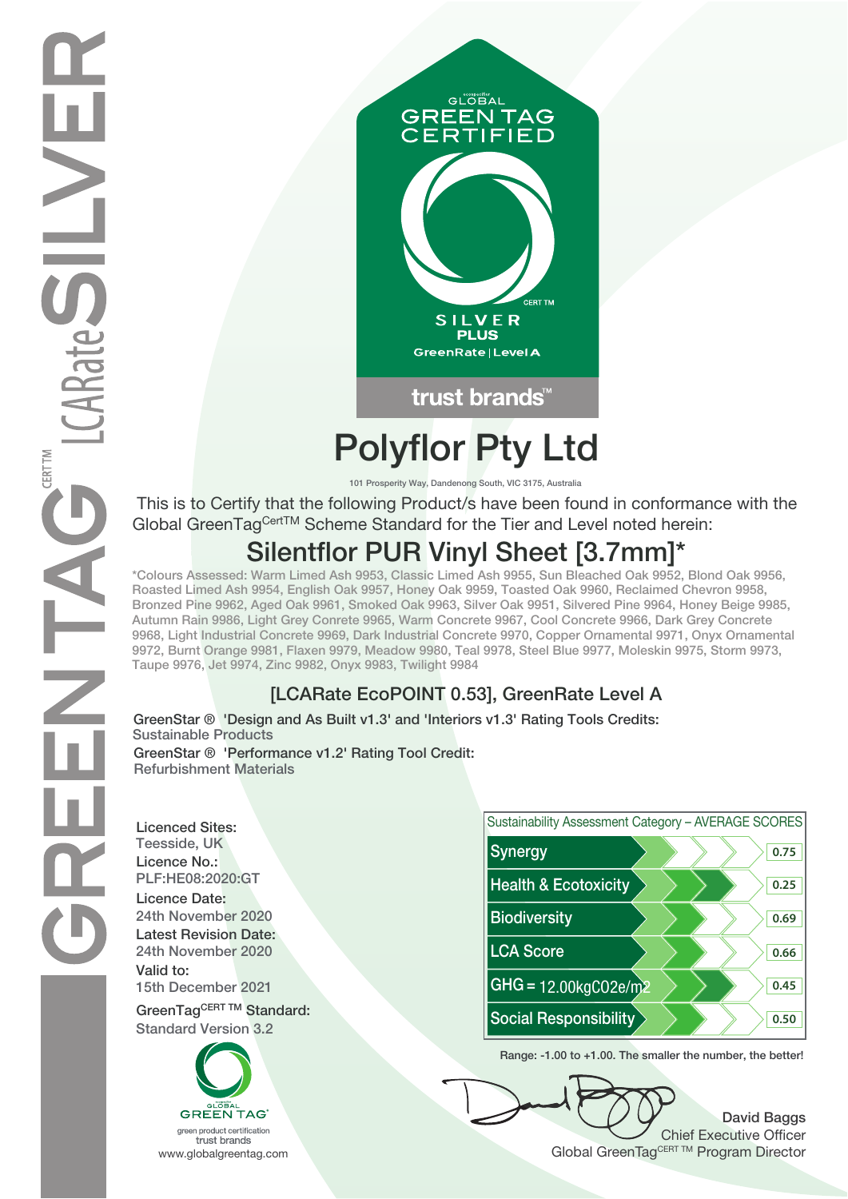GLOBAL GREEN TAG CERTIFIED

SILVER PLUS

GreenRate | Level A

trust brands™

# Polyflor Pty Ltd

101 Prosperity Way, Dandenong South, VIC 3175, Australia

This is to Certify that the following Product/s have been found in conformance with the Global GreenTag[CertTM] Scheme Standard for the Tier and Level noted herein:

## Silentflor PUR Vinyl Sheet [3.7mm]*

*Colours Assessed: Warm Limed Ash 9953, Classic Limed Ash 9955, Sun Bleached Oak 9952, Blond Oak 9956, Roasted Limed Ash 9954, English Oak 9957, Honey Oak 9959, Toasted Oak 9960, Reclaimed Chevron 9958, Bronzed Pine 9962, Aged Oak 9961, Smoked Oak 9963, Silver Oak 9951, Silvered Pine 9964, Honey Beige 9985, Autumn Rain 9986, Light Grey Conrete 9965, Warm Concrete 9967, Cool Concrete 9966, Dark Grey Concrete 9968, Light Industrial Concrete 9969, Dark Industrial Concrete 9970, Copper Ornamental 9971, Onyx Ornamental 9972, Burnt Orange 9981, Flaxen 9979, Meadow 9980, Teal 9978, Steel Blue 9977, Moleskin 9975, Storm 9973, Taupe 9976, Jet 9974, Zinc 9982, Onyx 9983, Twilight 9984

### [LCARate EcoPOINT 0.53], GreenRate Level A

GreenStar ® 'Design and As Built v1.3' and 'Interiors v1.3' Rating Tools Credits:
Sustainable Products

GreenStar ® 'Performance v1.2' Rating Tool Credit:
Refurbishment Materials

**Licenced Sites:**
Teesside, UK

**Licence No.:**
PLF:HE08:2020:GT

**Licence Date:**
24th November 2020

**Latest Revision Date:**
24th November 2020

**Valid to:**
15th December 2021

**GreenTag[CERT TM] Standard:**
Standard Version 3.2

| Sustainability Assessment Category – AVERAGE SCORES | |
|---|---|
| Synergy | 0.75 |
| Health & Ecotoxicity | 0.25 |
| Biodiversity | 0.69 |
| LCA Score | 0.66 |
| GHG = 12.00kgCO2e/m2 | 0.45 |
| Social Responsibility | 0.50 |

Range: -1.00 to +1.00. The smaller the number, the better!

GLOBAL GREEN TAG
green product certification
trust brands
www.globalgreentag.com

David Baggs
Chief Executive Officer
Global GreenTag[CERT TM] Program Director

GREENTAG[CERT TM] LCARate SILVER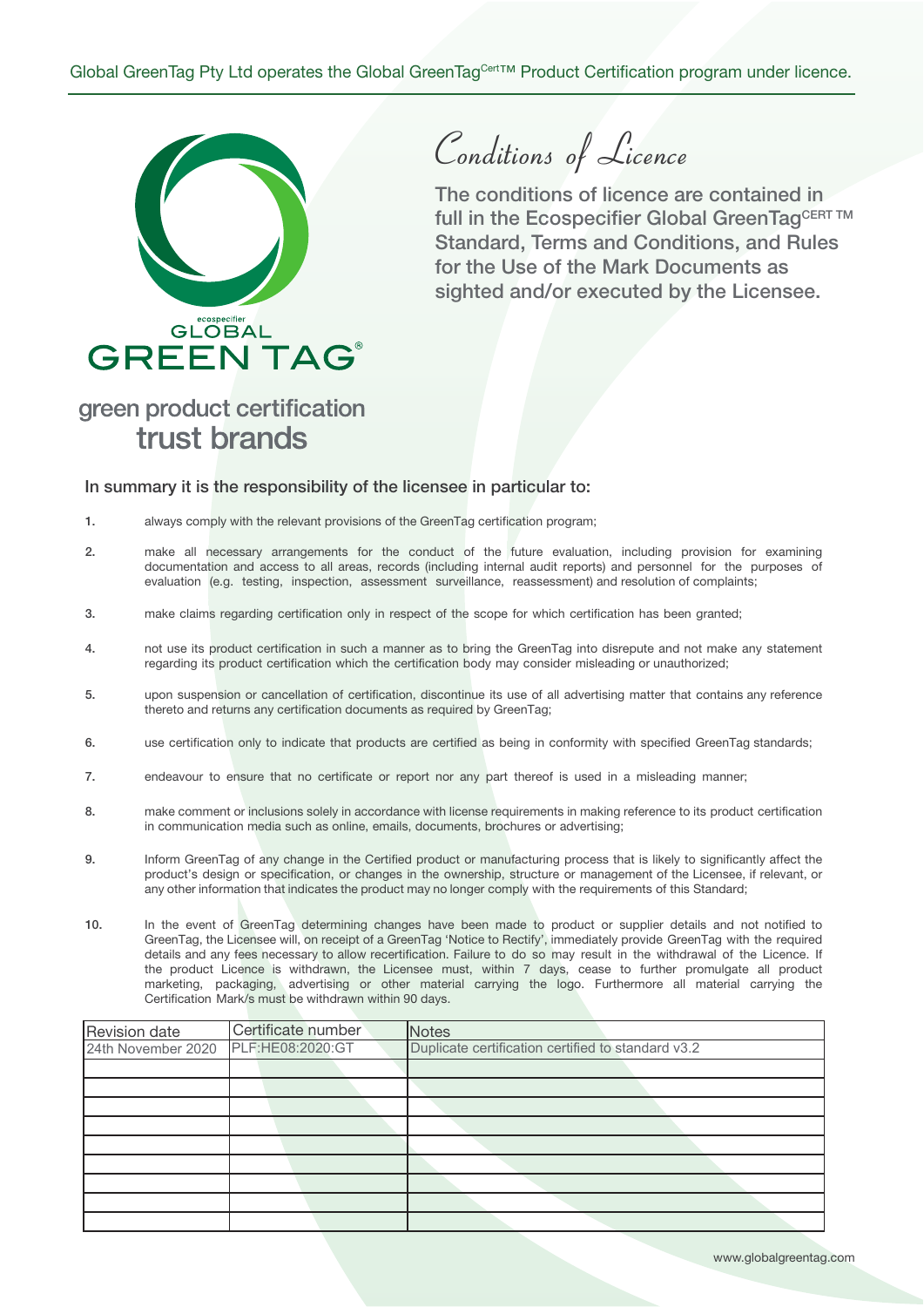Global GreenTag Pty Ltd operates the Global GreenTag[Cert]™ Product Certification program under licence.

ecospecifier GLOBAL GREEN TAG®

green product certification
trust brands

# Conditions of Licence

**The conditions of licence are contained in full in the Ecospecifier Global GreenTag[CERT TM] Standard, Terms and Conditions, and Rules for the Use of the Mark Documents as sighted and/or executed by the Licensee.**

## In summary it is the responsibility of the licensee in particular to:

1. always comply with the relevant provisions of the GreenTag certification program;
2. make all necessary arrangements for the conduct of the future evaluation, including provision for examining documentation and access to all areas, records (including internal audit reports) and personnel for the purposes of evaluation (e.g. testing, inspection, assessment surveillance, reassessment) and resolution of complaints;
3. make claims regarding certification only in respect of the scope for which certification has been granted;
4. not use its product certification in such a manner as to bring the GreenTag into disrepute and not make any statement regarding its product certification which the certification body may consider misleading or unauthorized;
5. upon suspension or cancellation of certification, discontinue its use of all advertising matter that contains any reference thereto and returns any certification documents as required by GreenTag;
6. use certification only to indicate that products are certified as being in conformity with specified GreenTag standards;
7. endeavour to ensure that no certificate or report nor any part thereof is used in a misleading manner;
8. make comment or inclusions solely in accordance with license requirements in making reference to its product certification in communication media such as online, emails, documents, brochures or advertising;
9. Inform GreenTag of any change in the Certified product or manufacturing process that is likely to significantly affect the product's design or specification, or changes in the ownership, structure or management of the Licensee, if relevant, or any other information that indicates the product may no longer comply with the requirements of this Standard;
10. In the event of GreenTag determining changes have been made to product or supplier details and not notified to GreenTag, the Licensee will, on receipt of a GreenTag 'Notice to Rectify', immediately provide GreenTag with the required details and any fees necessary to allow recertification. Failure to do so may result in the withdrawal of the Licence. If the product Licence is withdrawn, the Licensee must, within 7 days, cease to further promulgate all product marketing, packaging, advertising or other material carrying the logo. Furthermore all material carrying the Certification Mark/s must be withdrawn within 90 days.

| Revision date | Certificate number | Notes |
|---|---|---|
| 24th November 2020 | PLF:HE08:2020:GT | Duplicate certification certified to standard v3.2 |
| | | |
| | | |
| | | |
| | | |
| | | |
| | | |
| | | |
| | | |
| | | |

www.globalgreentag.com